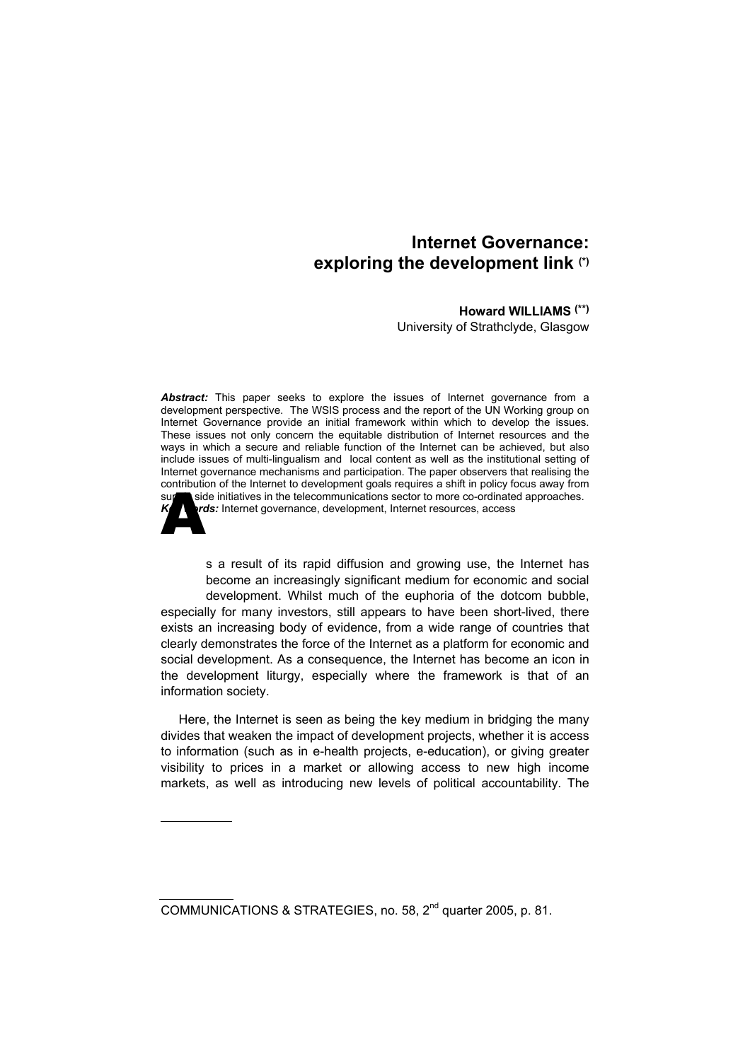# Internet Governance: exploring the development link (*)

**Howard WILLIAMS (**)**
University of Strathclyde, Glasgow

***Abstract:*** This paper seeks to explore the issues of Internet governance from a development perspective. The WSIS process and the report of the UN Working group on Internet Governance provide an initial framework within which to develop the issues. These issues not only concern the equitable distribution of Internet resources and the ways in which a secure and reliable function of the Internet can be achieved, but also include issues of multi-lingualism and local content as well as the institutional setting of Internet governance mechanisms and participation. The paper observers that realising the contribution of the Internet to development goals requires a shift in policy focus away from supply side initiatives in the telecommunications sector to more co-ordinated approaches.

***Key words:*** Internet governance, development, Internet resources, access

As a result of its rapid diffusion and growing use, the Internet has become an increasingly significant medium for economic and social development. Whilst much of the euphoria of the dotcom bubble, especially for many investors, still appears to have been short-lived, there exists an increasing body of evidence, from a wide range of countries that clearly demonstrates the force of the Internet as a platform for economic and social development. As a consequence, the Internet has become an icon in the development liturgy, especially where the framework is that of an information society.

Here, the Internet is seen as being the key medium in bridging the many divides that weaken the impact of development projects, whether it is access to information (such as in e-health projects, e-education), or giving greater visibility to prices in a market or allowing access to new high income markets, as well as introducing new levels of political accountability. The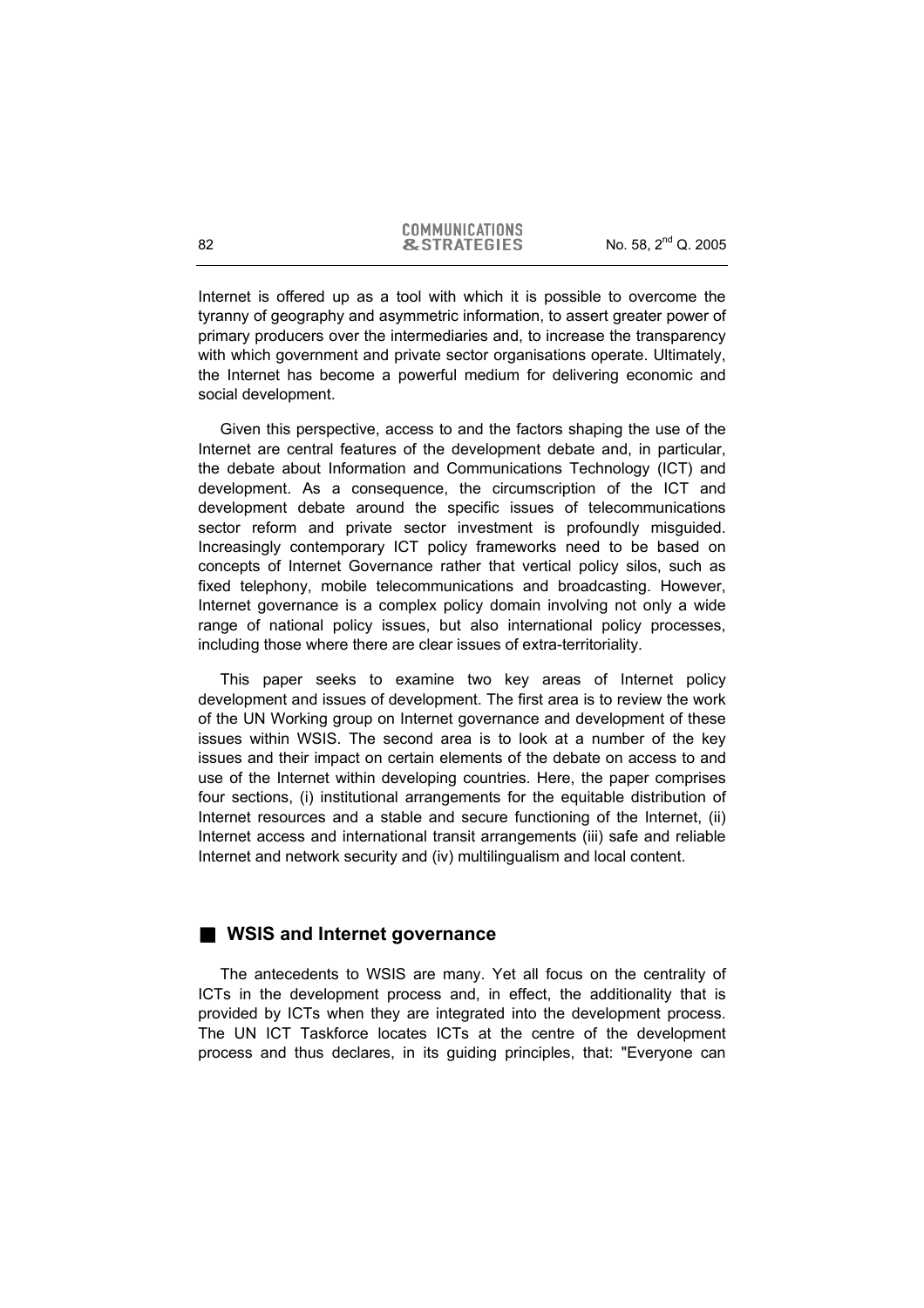Internet is offered up as a tool with which it is possible to overcome the tyranny of geography and asymmetric information, to assert greater power of primary producers over the intermediaries and, to increase the transparency with which government and private sector organisations operate. Ultimately, the Internet has become a powerful medium for delivering economic and social development.

Given this perspective, access to and the factors shaping the use of the Internet are central features of the development debate and, in particular, the debate about Information and Communications Technology (ICT) and development. As a consequence, the circumscription of the ICT and development debate around the specific issues of telecommunications sector reform and private sector investment is profoundly misguided. Increasingly contemporary ICT policy frameworks need to be based on concepts of Internet Governance rather that vertical policy silos, such as fixed telephony, mobile telecommunications and broadcasting. However, Internet governance is a complex policy domain involving not only a wide range of national policy issues, but also international policy processes, including those where there are clear issues of extra-territoriality.

This paper seeks to examine two key areas of Internet policy development and issues of development. The first area is to review the work of the UN Working group on Internet governance and development of these issues within WSIS. The second area is to look at a number of the key issues and their impact on certain elements of the debate on access to and use of the Internet within developing countries. Here, the paper comprises four sections, (i) institutional arrangements for the equitable distribution of Internet resources and a stable and secure functioning of the Internet, (ii) Internet access and international transit arrangements (iii) safe and reliable Internet and network security and (iv) multilingualism and local content.

## WSIS and Internet governance

The antecedents to WSIS are many. Yet all focus on the centrality of ICTs in the development process and, in effect, the additionality that is provided by ICTs when they are integrated into the development process. The UN ICT Taskforce locates ICTs at the centre of the development process and thus declares, in its guiding principles, that: "Everyone can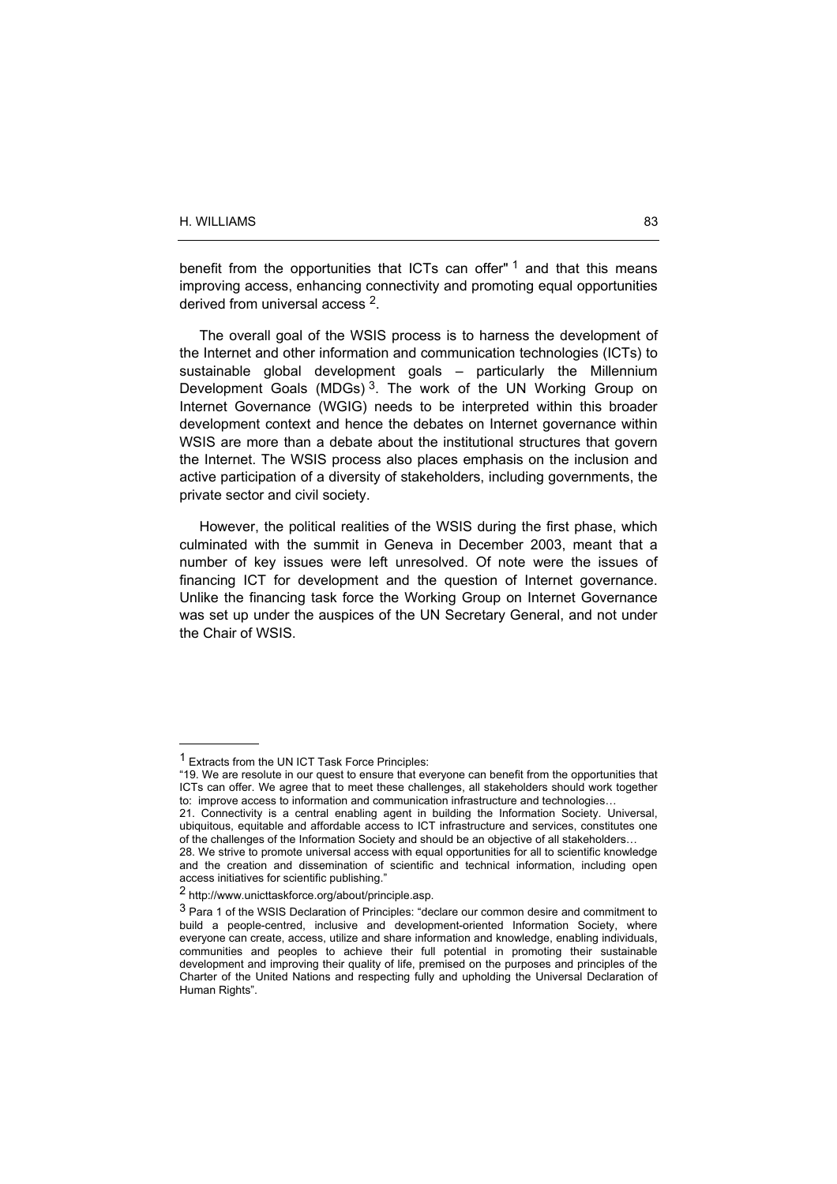benefit from the opportunities that ICTs can offer" [1] and that this means improving access, enhancing connectivity and promoting equal opportunities derived from universal access [2].

The overall goal of the WSIS process is to harness the development of the Internet and other information and communication technologies (ICTs) to sustainable global development goals – particularly the Millennium Development Goals (MDGs) [3]. The work of the UN Working Group on Internet Governance (WGIG) needs to be interpreted within this broader development context and hence the debates on Internet governance within WSIS are more than a debate about the institutional structures that govern the Internet. The WSIS process also places emphasis on the inclusion and active participation of a diversity of stakeholders, including governments, the private sector and civil society.

However, the political realities of the WSIS during the first phase, which culminated with the summit in Geneva in December 2003, meant that a number of key issues were left unresolved. Of note were the issues of financing ICT for development and the question of Internet governance. Unlike the financing task force the Working Group on Internet Governance was set up under the auspices of the UN Secretary General, and not under the Chair of WSIS.

---

[1] Extracts from the UN ICT Task Force Principles:
"19. We are resolute in our quest to ensure that everyone can benefit from the opportunities that ICTs can offer. We agree that to meet these challenges, all stakeholders should work together to: improve access to information and communication infrastructure and technologies…
21. Connectivity is a central enabling agent in building the Information Society. Universal, ubiquitous, equitable and affordable access to ICT infrastructure and services, constitutes one of the challenges of the Information Society and should be an objective of all stakeholders…
28. We strive to promote universal access with equal opportunities for all to scientific knowledge and the creation and dissemination of scientific and technical information, including open access initiatives for scientific publishing."

[2] http://www.unicttaskforce.org/about/principle.asp.

[3] Para 1 of the WSIS Declaration of Principles: "declare our common desire and commitment to build a people-centred, inclusive and development-oriented Information Society, where everyone can create, access, utilize and share information and knowledge, enabling individuals, communities and peoples to achieve their full potential in promoting their sustainable development and improving their quality of life, premised on the purposes and principles of the Charter of the United Nations and respecting fully and upholding the Universal Declaration of Human Rights".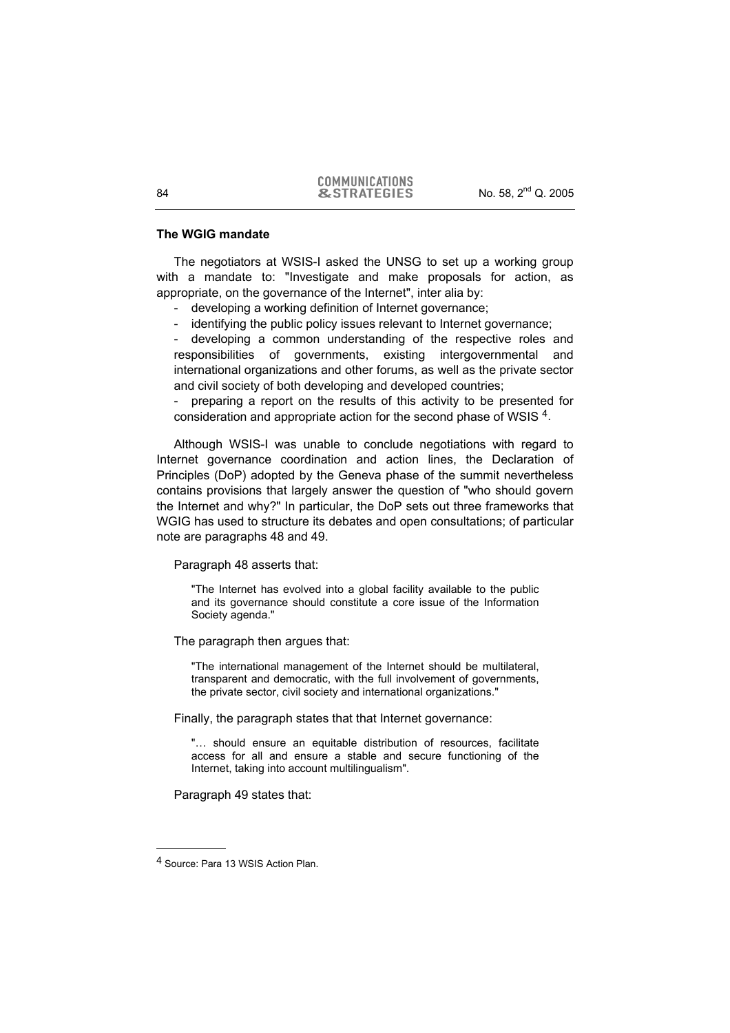## The WGIG mandate

The negotiators at WSIS-I asked the UNSG to set up a working group with a mandate to: "Investigate and make proposals for action, as appropriate, on the governance of the Internet", inter alia by:

- developing a working definition of Internet governance;
- identifying the public policy issues relevant to Internet governance;
- developing a common understanding of the respective roles and responsibilities of governments, existing intergovernmental and international organizations and other forums, as well as the private sector and civil society of both developing and developed countries;
- preparing a report on the results of this activity to be presented for consideration and appropriate action for the second phase of WSIS [4].

Although WSIS-I was unable to conclude negotiations with regard to Internet governance coordination and action lines, the Declaration of Principles (DoP) adopted by the Geneva phase of the summit nevertheless contains provisions that largely answer the question of "who should govern the Internet and why?" In particular, the DoP sets out three frameworks that WGIG has used to structure its debates and open consultations; of particular note are paragraphs 48 and 49.

Paragraph 48 asserts that:

> "The Internet has evolved into a global facility available to the public and its governance should constitute a core issue of the Information Society agenda."

The paragraph then argues that:

> "The international management of the Internet should be multilateral, transparent and democratic, with the full involvement of governments, the private sector, civil society and international organizations."

Finally, the paragraph states that that Internet governance:

> "… should ensure an equitable distribution of resources, facilitate access for all and ensure a stable and secure functioning of the Internet, taking into account multilingualism".

Paragraph 49 states that:

---

4 Source: Para 13 WSIS Action Plan.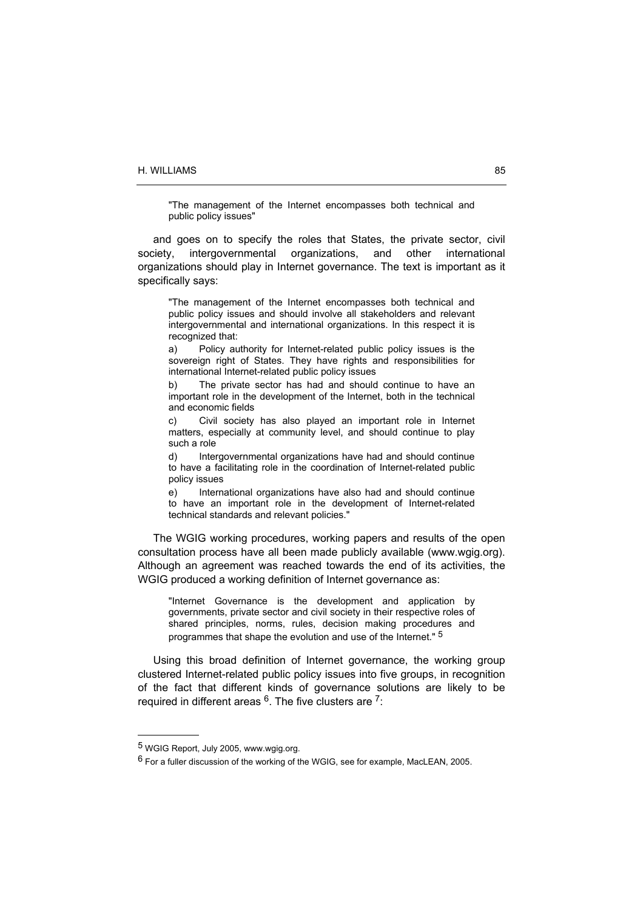> "The management of the Internet encompasses both technical and public policy issues"

and goes on to specify the roles that States, the private sector, civil society, intergovernmental organizations, and other international organizations should play in Internet governance. The text is important as it specifically says:

> "The management of the Internet encompasses both technical and public policy issues and should involve all stakeholders and relevant intergovernmental and international organizations. In this respect it is recognized that:
>
> a) Policy authority for Internet-related public policy issues is the sovereign right of States. They have rights and responsibilities for international Internet-related public policy issues
>
> b) The private sector has had and should continue to have an important role in the development of the Internet, both in the technical and economic fields
>
> c) Civil society has also played an important role in Internet matters, especially at community level, and should continue to play such a role
>
> d) Intergovernmental organizations have had and should continue to have a facilitating role in the coordination of Internet-related public policy issues
>
> e) International organizations have also had and should continue to have an important role in the development of Internet-related technical standards and relevant policies."

The WGIG working procedures, working papers and results of the open consultation process have all been made publicly available (www.wgig.org). Although an agreement was reached towards the end of its activities, the WGIG produced a working definition of Internet governance as:

> "Internet Governance is the development and application by governments, private sector and civil society in their respective roles of shared principles, norms, rules, decision making procedures and programmes that shape the evolution and use of the Internet." [5]

Using this broad definition of Internet governance, the working group clustered Internet-related public policy issues into five groups, in recognition of the fact that different kinds of governance solutions are likely to be required in different areas [6]. The five clusters are [7]:

---

[5] WGIG Report, July 2005, www.wgig.org.

[6] For a fuller discussion of the working of the WGIG, see for example, MacLEAN, 2005.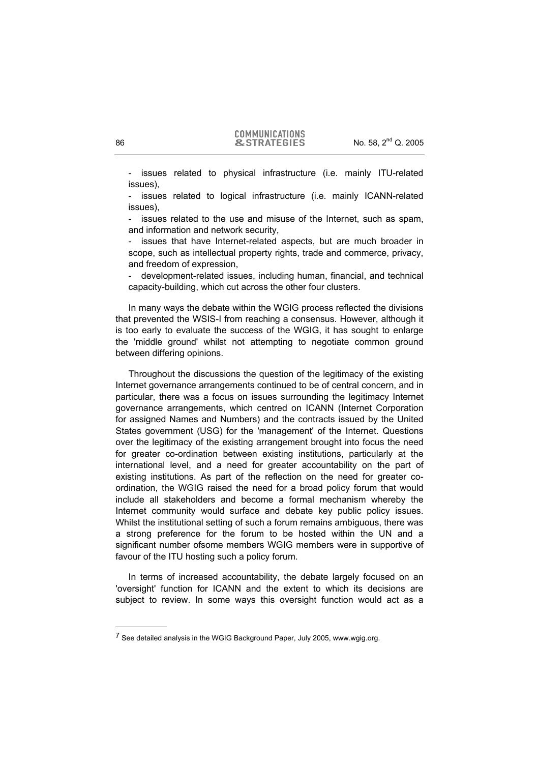- issues related to physical infrastructure (i.e. mainly ITU-related issues),
- issues related to logical infrastructure (i.e. mainly ICANN-related issues),
- issues related to the use and misuse of the Internet, such as spam, and information and network security,
- issues that have Internet-related aspects, but are much broader in scope, such as intellectual property rights, trade and commerce, privacy, and freedom of expression,
- development-related issues, including human, financial, and technical capacity-building, which cut across the other four clusters.

In many ways the debate within the WGIG process reflected the divisions that prevented the WSIS-I from reaching a consensus. However, although it is too early to evaluate the success of the WGIG, it has sought to enlarge the 'middle ground' whilst not attempting to negotiate common ground between differing opinions.

Throughout the discussions the question of the legitimacy of the existing Internet governance arrangements continued to be of central concern, and in particular, there was a focus on issues surrounding the legitimacy Internet governance arrangements, which centred on ICANN (Internet Corporation for assigned Names and Numbers) and the contracts issued by the United States government (USG) for the 'management' of the Internet. Questions over the legitimacy of the existing arrangement brought into focus the need for greater co-ordination between existing institutions, particularly at the international level, and a need for greater accountability on the part of existing institutions. As part of the reflection on the need for greater co-ordination, the WGIG raised the need for a broad policy forum that would include all stakeholders and become a formal mechanism whereby the Internet community would surface and debate key public policy issues. Whilst the institutional setting of such a forum remains ambiguous, there was a strong preference for the forum to be hosted within the UN and a significant number ofsome members WGIG members were in supportive of favour of the ITU hosting such a policy forum.

In terms of increased accountability, the debate largely focused on an 'oversight' function for ICANN and the extent to which its decisions are subject to review. In some ways this oversight function would act as a

[7] See detailed analysis in the WGIG Background Paper, July 2005, www.wgig.org.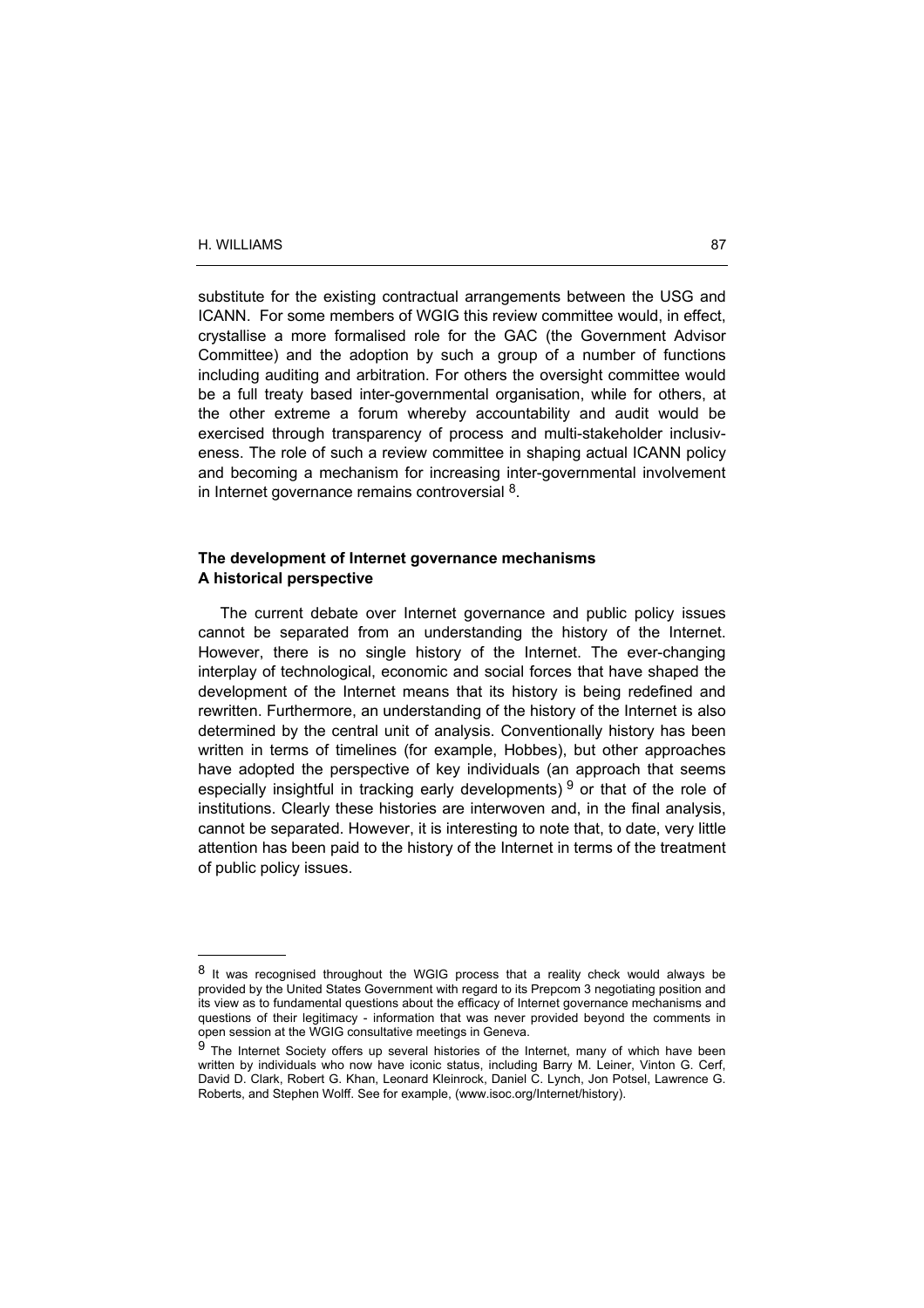substitute for the existing contractual arrangements between the USG and ICANN. For some members of WGIG this review committee would, in effect, crystallise a more formalised role for the GAC (the Government Advisor Committee) and the adoption by such a group of a number of functions including auditing and arbitration. For others the oversight committee would be a full treaty based inter-governmental organisation, while for others, at the other extreme a forum whereby accountability and audit would be exercised through transparency of process and multi-stakeholder inclusiveness. The role of such a review committee in shaping actual ICANN policy and becoming a mechanism for increasing inter-governmental involvement in Internet governance remains controversial [8].

## The development of Internet governance mechanisms A historical perspective

The current debate over Internet governance and public policy issues cannot be separated from an understanding the history of the Internet. However, there is no single history of the Internet. The ever-changing interplay of technological, economic and social forces that have shaped the development of the Internet means that its history is being redefined and rewritten. Furthermore, an understanding of the history of the Internet is also determined by the central unit of analysis. Conventionally history has been written in terms of timelines (for example, Hobbes), but other approaches have adopted the perspective of key individuals (an approach that seems especially insightful in tracking early developments) [9] or that of the role of institutions. Clearly these histories are interwoven and, in the final analysis, cannot be separated. However, it is interesting to note that, to date, very little attention has been paid to the history of the Internet in terms of the treatment of public policy issues.

---

[8] It was recognised throughout the WGIG process that a reality check would always be provided by the United States Government with regard to its Prepcom 3 negotiating position and its view as to fundamental questions about the efficacy of Internet governance mechanisms and questions of their legitimacy - information that was never provided beyond the comments in open session at the WGIG consultative meetings in Geneva.

[9] The Internet Society offers up several histories of the Internet, many of which have been written by individuals who now have iconic status, including Barry M. Leiner, Vinton G. Cerf, David D. Clark, Robert G. Khan, Leonard Kleinrock, Daniel C. Lynch, Jon Potsel, Lawrence G. Roberts, and Stephen Wolff. See for example, (www.isoc.org/Internet/history).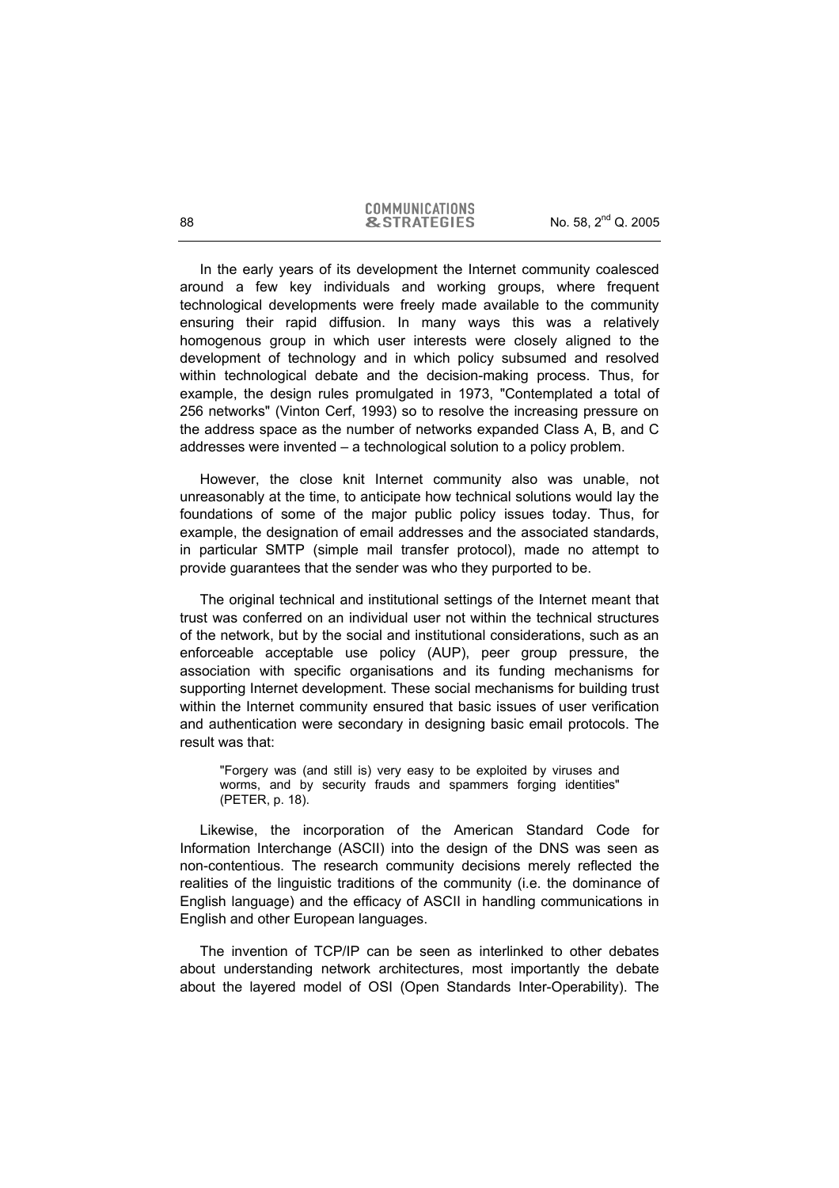In the early years of its development the Internet community coalesced around a few key individuals and working groups, where frequent technological developments were freely made available to the community ensuring their rapid diffusion. In many ways this was a relatively homogenous group in which user interests were closely aligned to the development of technology and in which policy subsumed and resolved within technological debate and the decision-making process. Thus, for example, the design rules promulgated in 1973, "Contemplated a total of 256 networks" (Vinton Cerf, 1993) so to resolve the increasing pressure on the address space as the number of networks expanded Class A, B, and C addresses were invented – a technological solution to a policy problem.

However, the close knit Internet community also was unable, not unreasonably at the time, to anticipate how technical solutions would lay the foundations of some of the major public policy issues today. Thus, for example, the designation of email addresses and the associated standards, in particular SMTP (simple mail transfer protocol), made no attempt to provide guarantees that the sender was who they purported to be.

The original technical and institutional settings of the Internet meant that trust was conferred on an individual user not within the technical structures of the network, but by the social and institutional considerations, such as an enforceable acceptable use policy (AUP), peer group pressure, the association with specific organisations and its funding mechanisms for supporting Internet development. These social mechanisms for building trust within the Internet community ensured that basic issues of user verification and authentication were secondary in designing basic email protocols. The result was that:

> "Forgery was (and still is) very easy to be exploited by viruses and worms, and by security frauds and spammers forging identities" (PETER, p. 18).

Likewise, the incorporation of the American Standard Code for Information Interchange (ASCII) into the design of the DNS was seen as non-contentious. The research community decisions merely reflected the realities of the linguistic traditions of the community (i.e. the dominance of English language) and the efficacy of ASCII in handling communications in English and other European languages.

The invention of TCP/IP can be seen as interlinked to other debates about understanding network architectures, most importantly the debate about the layered model of OSI (Open Standards Inter-Operability). The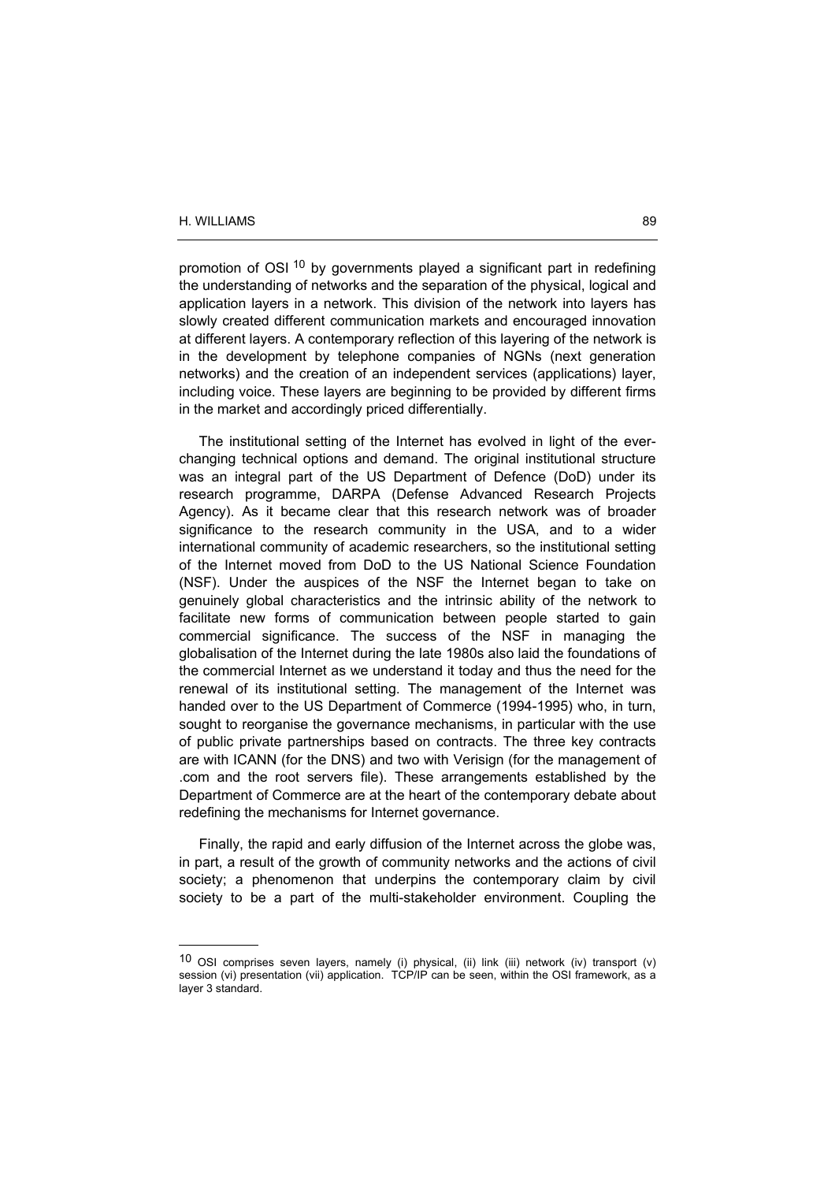promotion of OSI [10] by governments played a significant part in redefining the understanding of networks and the separation of the physical, logical and application layers in a network. This division of the network into layers has slowly created different communication markets and encouraged innovation at different layers. A contemporary reflection of this layering of the network is in the development by telephone companies of NGNs (next generation networks) and the creation of an independent services (applications) layer, including voice. These layers are beginning to be provided by different firms in the market and accordingly priced differentially.

The institutional setting of the Internet has evolved in light of the ever-changing technical options and demand. The original institutional structure was an integral part of the US Department of Defence (DoD) under its research programme, DARPA (Defense Advanced Research Projects Agency). As it became clear that this research network was of broader significance to the research community in the USA, and to a wider international community of academic researchers, so the institutional setting of the Internet moved from DoD to the US National Science Foundation (NSF). Under the auspices of the NSF the Internet began to take on genuinely global characteristics and the intrinsic ability of the network to facilitate new forms of communication between people started to gain commercial significance. The success of the NSF in managing the globalisation of the Internet during the late 1980s also laid the foundations of the commercial Internet as we understand it today and thus the need for the renewal of its institutional setting. The management of the Internet was handed over to the US Department of Commerce (1994-1995) who, in turn, sought to reorganise the governance mechanisms, in particular with the use of public private partnerships based on contracts. The three key contracts are with ICANN (for the DNS) and two with Verisign (for the management of .com and the root servers file). These arrangements established by the Department of Commerce are at the heart of the contemporary debate about redefining the mechanisms for Internet governance.

Finally, the rapid and early diffusion of the Internet across the globe was, in part, a result of the growth of community networks and the actions of civil society; a phenomenon that underpins the contemporary claim by civil society to be a part of the multi-stakeholder environment. Coupling the

---

[10] OSI comprises seven layers, namely (i) physical, (ii) link (iii) network (iv) transport (v) session (vi) presentation (vii) application. TCP/IP can be seen, within the OSI framework, as a layer 3 standard.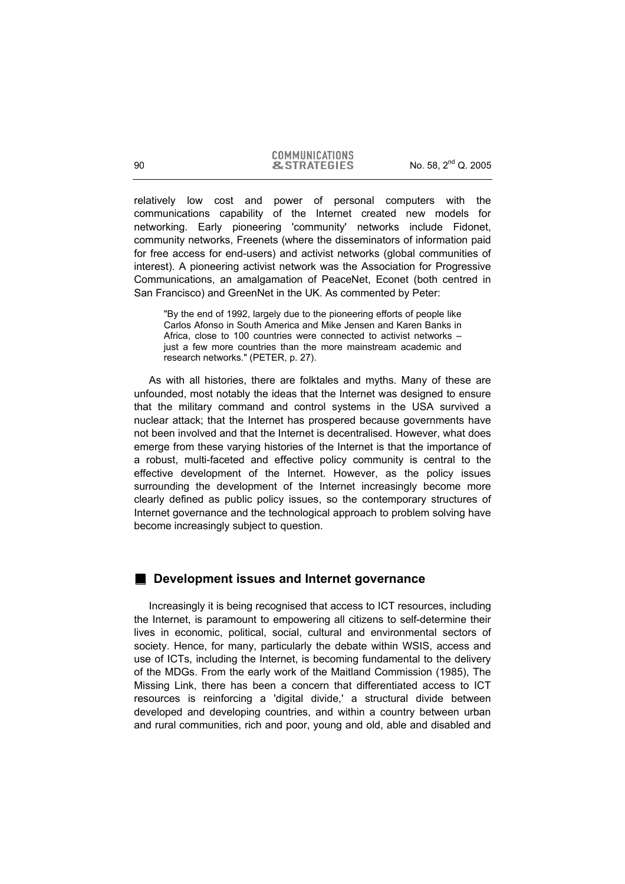relatively low cost and power of personal computers with the communications capability of the Internet created new models for networking. Early pioneering 'community' networks include Fidonet, community networks, Freenets (where the disseminators of information paid for free access for end-users) and activist networks (global communities of interest). A pioneering activist network was the Association for Progressive Communications, an amalgamation of PeaceNet, Econet (both centred in San Francisco) and GreenNet in the UK. As commented by Peter:

> "By the end of 1992, largely due to the pioneering efforts of people like Carlos Afonso in South America and Mike Jensen and Karen Banks in Africa, close to 100 countries were connected to activist networks – just a few more countries than the more mainstream academic and research networks." (PETER, p. 27).

As with all histories, there are folktales and myths. Many of these are unfounded, most notably the ideas that the Internet was designed to ensure that the military command and control systems in the USA survived a nuclear attack; that the Internet has prospered because governments have not been involved and that the Internet is decentralised. However, what does emerge from these varying histories of the Internet is that the importance of a robust, multi-faceted and effective policy community is central to the effective development of the Internet. However, as the policy issues surrounding the development of the Internet increasingly become more clearly defined as public policy issues, so the contemporary structures of Internet governance and the technological approach to problem solving have become increasingly subject to question.

## Development issues and Internet governance

Increasingly it is being recognised that access to ICT resources, including the Internet, is paramount to empowering all citizens to self-determine their lives in economic, political, social, cultural and environmental sectors of society. Hence, for many, particularly the debate within WSIS, access and use of ICTs, including the Internet, is becoming fundamental to the delivery of the MDGs. From the early work of the Maitland Commission (1985), The Missing Link, there has been a concern that differentiated access to ICT resources is reinforcing a 'digital divide,' a structural divide between developed and developing countries, and within a country between urban and rural communities, rich and poor, young and old, able and disabled and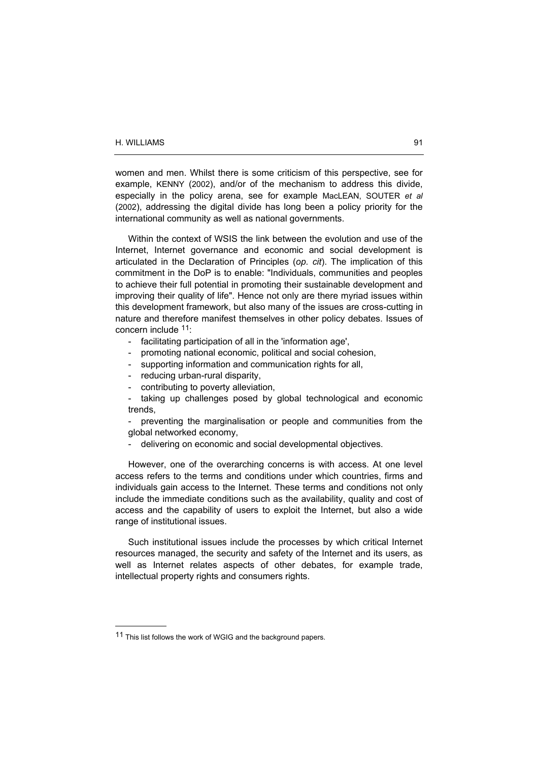women and men. Whilst there is some criticism of this perspective, see for example, KENNY (2002), and/or of the mechanism to address this divide, especially in the policy arena, see for example MacLEAN, SOUTER *et al* (2002), addressing the digital divide has long been a policy priority for the international community as well as national governments.

Within the context of WSIS the link between the evolution and use of the Internet, Internet governance and economic and social development is articulated in the Declaration of Principles (*op. cit*). The implication of this commitment in the DoP is to enable: "Individuals, communities and peoples to achieve their full potential in promoting their sustainable development and improving their quality of life". Hence not only are there myriad issues within this development framework, but also many of the issues are cross-cutting in nature and therefore manifest themselves in other policy debates. Issues of concern include [11]:

- facilitating participation of all in the 'information age',
- promoting national economic, political and social cohesion,
- supporting information and communication rights for all,
- reducing urban-rural disparity,
- contributing to poverty alleviation,
- taking up challenges posed by global technological and economic trends,
- preventing the marginalisation or people and communities from the global networked economy,
- delivering on economic and social developmental objectives.

However, one of the overarching concerns is with access. At one level access refers to the terms and conditions under which countries, firms and individuals gain access to the Internet. These terms and conditions not only include the immediate conditions such as the availability, quality and cost of access and the capability of users to exploit the Internet, but also a wide range of institutional issues.

Such institutional issues include the processes by which critical Internet resources managed, the security and safety of the Internet and its users, as well as Internet relates aspects of other debates, for example trade, intellectual property rights and consumers rights.

---

[11] This list follows the work of WGIG and the background papers.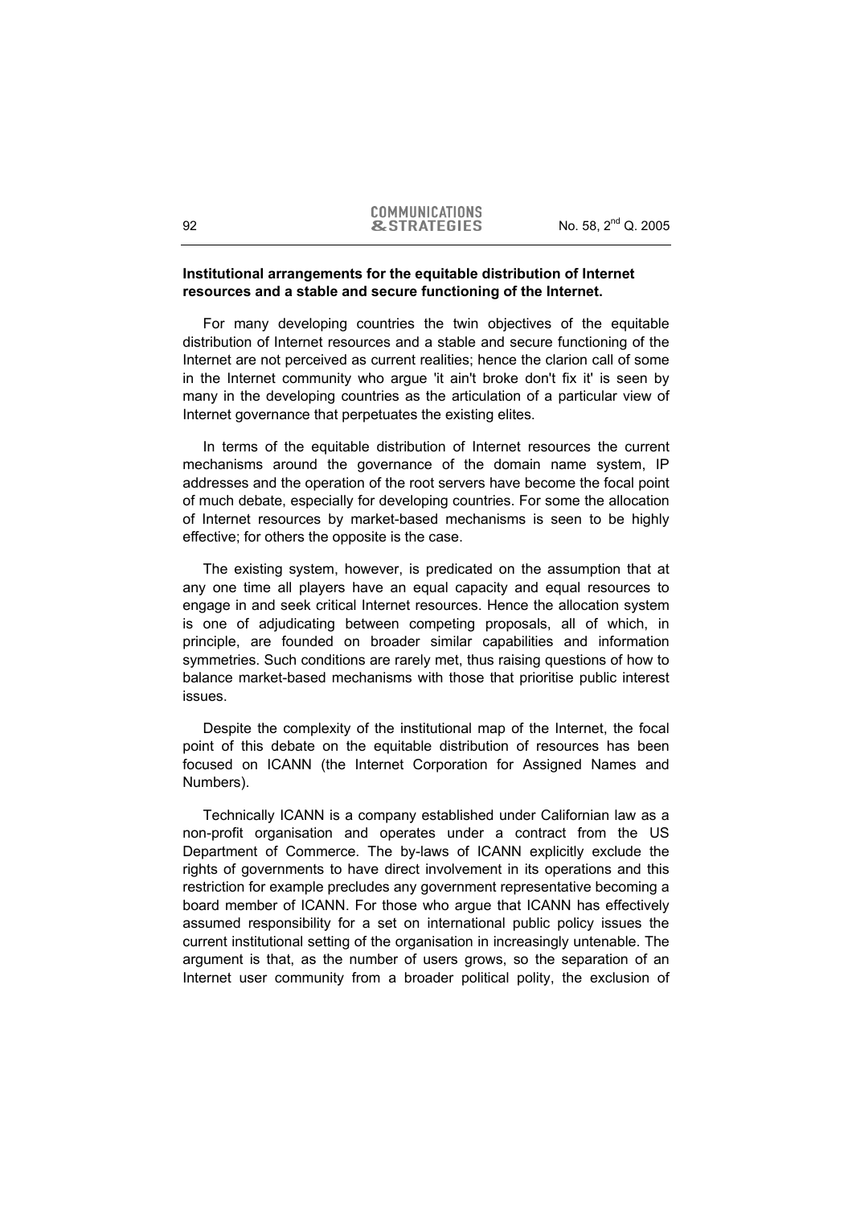**Institutional arrangements for the equitable distribution of Internet resources and a stable and secure functioning of the Internet.**

For many developing countries the twin objectives of the equitable distribution of Internet resources and a stable and secure functioning of the Internet are not perceived as current realities; hence the clarion call of some in the Internet community who argue 'it ain't broke don't fix it' is seen by many in the developing countries as the articulation of a particular view of Internet governance that perpetuates the existing elites.

In terms of the equitable distribution of Internet resources the current mechanisms around the governance of the domain name system, IP addresses and the operation of the root servers have become the focal point of much debate, especially for developing countries. For some the allocation of Internet resources by market-based mechanisms is seen to be highly effective; for others the opposite is the case.

The existing system, however, is predicated on the assumption that at any one time all players have an equal capacity and equal resources to engage in and seek critical Internet resources. Hence the allocation system is one of adjudicating between competing proposals, all of which, in principle, are founded on broader similar capabilities and information symmetries. Such conditions are rarely met, thus raising questions of how to balance market-based mechanisms with those that prioritise public interest issues.

Despite the complexity of the institutional map of the Internet, the focal point of this debate on the equitable distribution of resources has been focused on ICANN (the Internet Corporation for Assigned Names and Numbers).

Technically ICANN is a company established under Californian law as a non-profit organisation and operates under a contract from the US Department of Commerce. The by-laws of ICANN explicitly exclude the rights of governments to have direct involvement in its operations and this restriction for example precludes any government representative becoming a board member of ICANN. For those who argue that ICANN has effectively assumed responsibility for a set on international public policy issues the current institutional setting of the organisation in increasingly untenable. The argument is that, as the number of users grows, so the separation of an Internet user community from a broader political polity, the exclusion of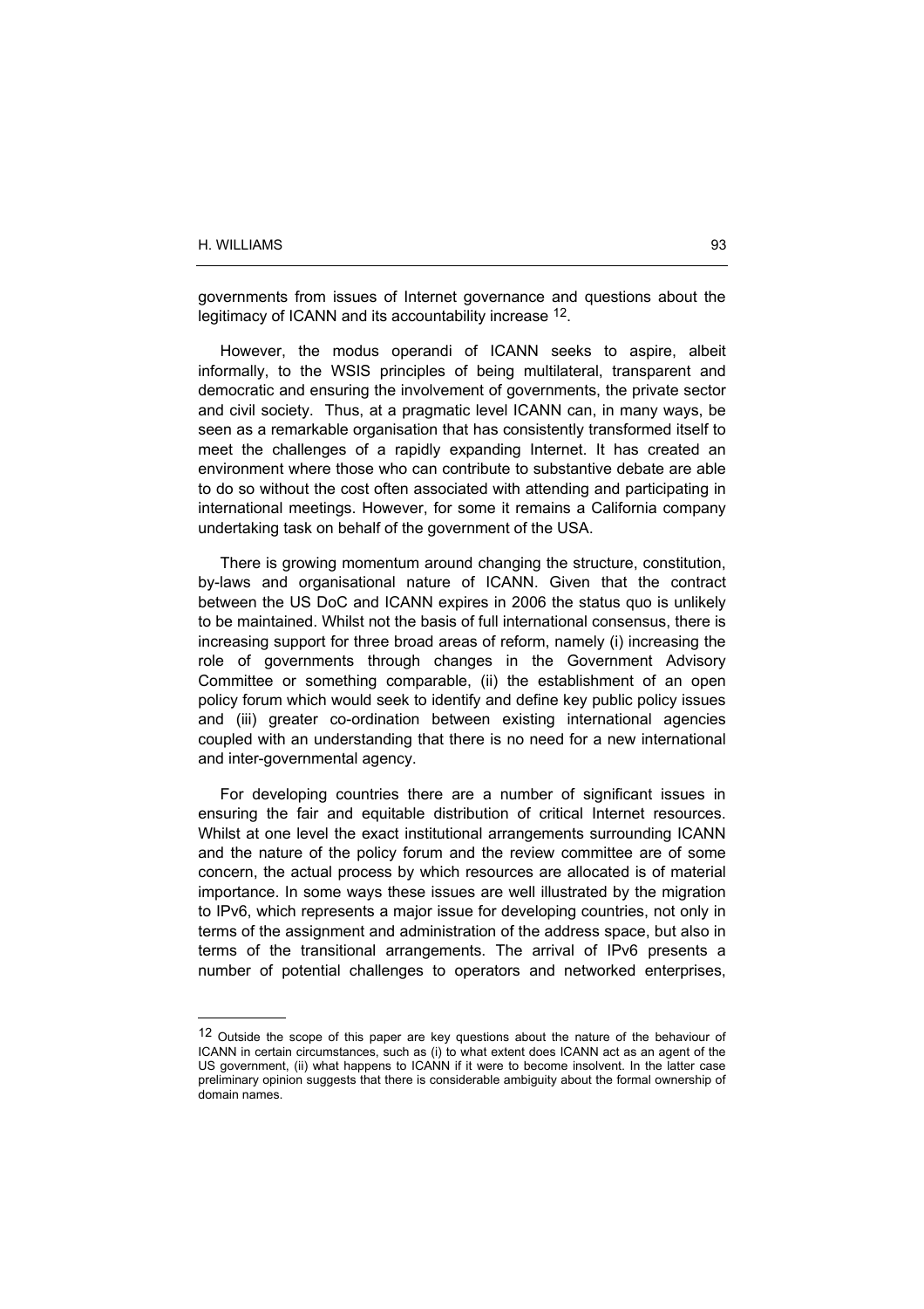governments from issues of Internet governance and questions about the legitimacy of ICANN and its accountability increase [12].

However, the modus operandi of ICANN seeks to aspire, albeit informally, to the WSIS principles of being multilateral, transparent and democratic and ensuring the involvement of governments, the private sector and civil society. Thus, at a pragmatic level ICANN can, in many ways, be seen as a remarkable organisation that has consistently transformed itself to meet the challenges of a rapidly expanding Internet. It has created an environment where those who can contribute to substantive debate are able to do so without the cost often associated with attending and participating in international meetings. However, for some it remains a California company undertaking task on behalf of the government of the USA.

There is growing momentum around changing the structure, constitution, by-laws and organisational nature of ICANN. Given that the contract between the US DoC and ICANN expires in 2006 the status quo is unlikely to be maintained. Whilst not the basis of full international consensus, there is increasing support for three broad areas of reform, namely (i) increasing the role of governments through changes in the Government Advisory Committee or something comparable, (ii) the establishment of an open policy forum which would seek to identify and define key public policy issues and (iii) greater co-ordination between existing international agencies coupled with an understanding that there is no need for a new international and inter-governmental agency.

For developing countries there are a number of significant issues in ensuring the fair and equitable distribution of critical Internet resources. Whilst at one level the exact institutional arrangements surrounding ICANN and the nature of the policy forum and the review committee are of some concern, the actual process by which resources are allocated is of material importance. In some ways these issues are well illustrated by the migration to IPv6, which represents a major issue for developing countries, not only in terms of the assignment and administration of the address space, but also in terms of the transitional arrangements. The arrival of IPv6 presents a number of potential challenges to operators and networked enterprises,

[12] Outside the scope of this paper are key questions about the nature of the behaviour of ICANN in certain circumstances, such as (i) to what extent does ICANN act as an agent of the US government, (ii) what happens to ICANN if it were to become insolvent. In the latter case preliminary opinion suggests that there is considerable ambiguity about the formal ownership of domain names.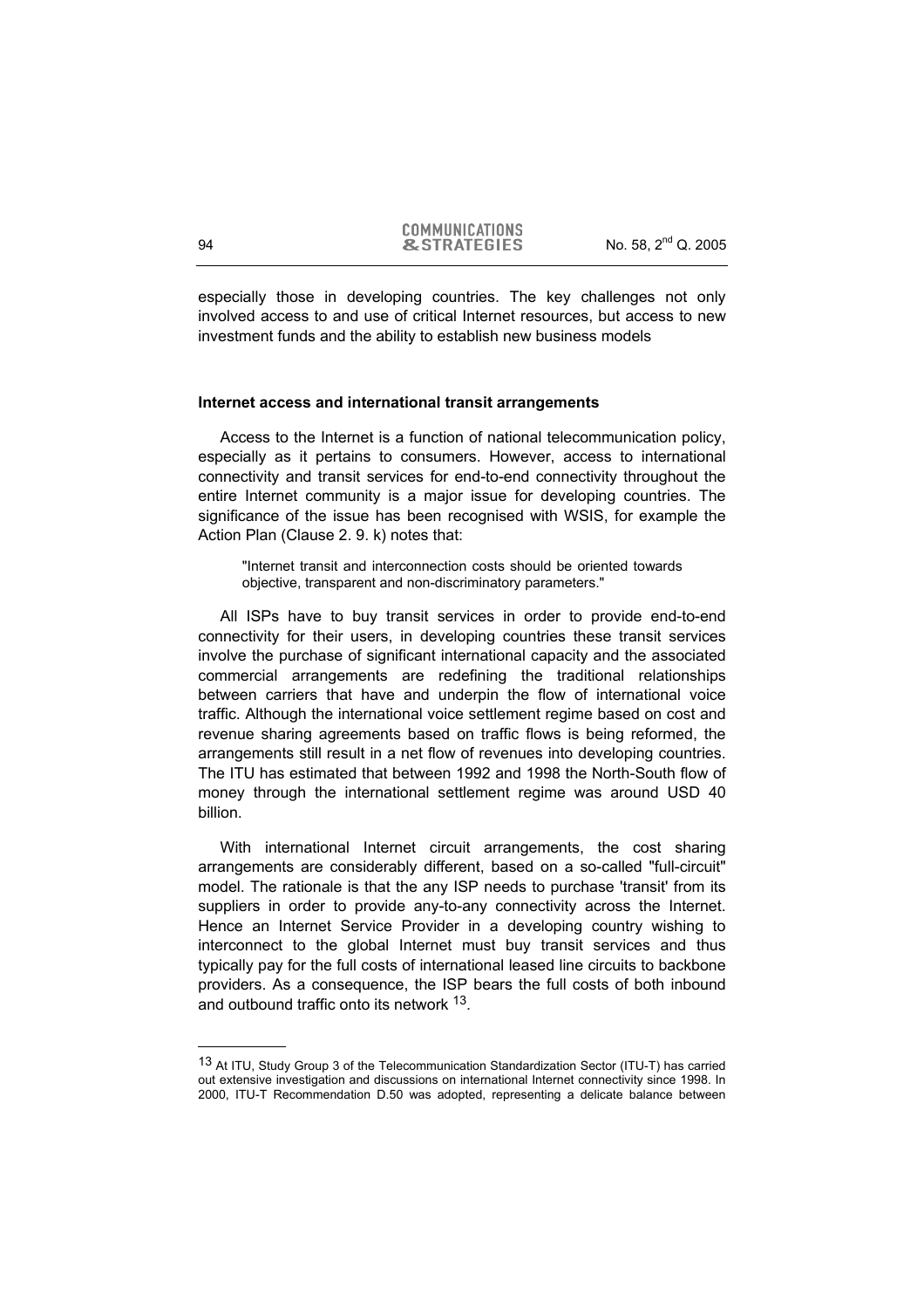especially those in developing countries. The key challenges not only involved access to and use of critical Internet resources, but access to new investment funds and the ability to establish new business models

**Internet access and international transit arrangements**

Access to the Internet is a function of national telecommunication policy, especially as it pertains to consumers. However, access to international connectivity and transit services for end-to-end connectivity throughout the entire Internet community is a major issue for developing countries. The significance of the issue has been recognised with WSIS, for example the Action Plan (Clause 2. 9. k) notes that:

> "Internet transit and interconnection costs should be oriented towards objective, transparent and non-discriminatory parameters."

All ISPs have to buy transit services in order to provide end-to-end connectivity for their users, in developing countries these transit services involve the purchase of significant international capacity and the associated commercial arrangements are redefining the traditional relationships between carriers that have and underpin the flow of international voice traffic. Although the international voice settlement regime based on cost and revenue sharing agreements based on traffic flows is being reformed, the arrangements still result in a net flow of revenues into developing countries. The ITU has estimated that between 1992 and 1998 the North-South flow of money through the international settlement regime was around USD 40 billion.

With international Internet circuit arrangements, the cost sharing arrangements are considerably different, based on a so-called "full-circuit" model. The rationale is that the any ISP needs to purchase 'transit' from its suppliers in order to provide any-to-any connectivity across the Internet. Hence an Internet Service Provider in a developing country wishing to interconnect to the global Internet must buy transit services and thus typically pay for the full costs of international leased line circuits to backbone providers. As a consequence, the ISP bears the full costs of both inbound and outbound traffic onto its network [13].

---

[13] At ITU, Study Group 3 of the Telecommunication Standardization Sector (ITU-T) has carried out extensive investigation and discussions on international Internet connectivity since 1998. In 2000, ITU-T Recommendation D.50 was adopted, representing a delicate balance between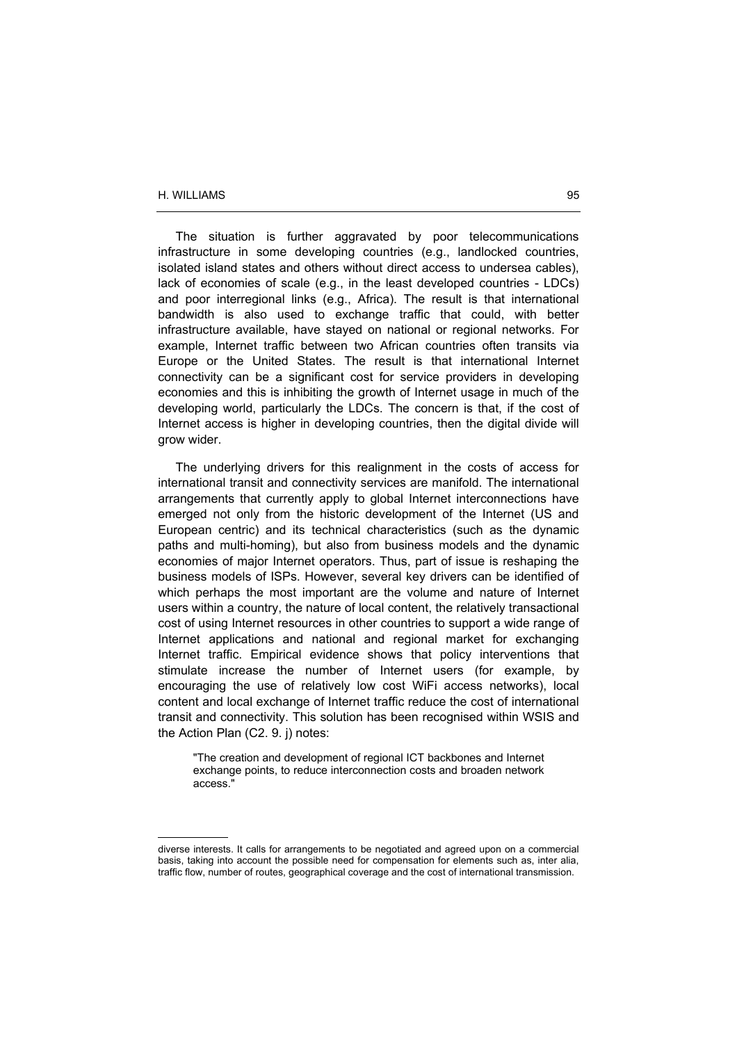The situation is further aggravated by poor telecommunications infrastructure in some developing countries (e.g., landlocked countries, isolated island states and others without direct access to undersea cables), lack of economies of scale (e.g., in the least developed countries - LDCs) and poor interregional links (e.g., Africa). The result is that international bandwidth is also used to exchange traffic that could, with better infrastructure available, have stayed on national or regional networks. For example, Internet traffic between two African countries often transits via Europe or the United States. The result is that international Internet connectivity can be a significant cost for service providers in developing economies and this is inhibiting the growth of Internet usage in much of the developing world, particularly the LDCs. The concern is that, if the cost of Internet access is higher in developing countries, then the digital divide will grow wider.

The underlying drivers for this realignment in the costs of access for international transit and connectivity services are manifold. The international arrangements that currently apply to global Internet interconnections have emerged not only from the historic development of the Internet (US and European centric) and its technical characteristics (such as the dynamic paths and multi-homing), but also from business models and the dynamic economies of major Internet operators. Thus, part of issue is reshaping the business models of ISPs. However, several key drivers can be identified of which perhaps the most important are the volume and nature of Internet users within a country, the nature of local content, the relatively transactional cost of using Internet resources in other countries to support a wide range of Internet applications and national and regional market for exchanging Internet traffic. Empirical evidence shows that policy interventions that stimulate increase the number of Internet users (for example, by encouraging the use of relatively low cost WiFi access networks), local content and local exchange of Internet traffic reduce the cost of international transit and connectivity. This solution has been recognised within WSIS and the Action Plan (C2. 9. j) notes:

> "The creation and development of regional ICT backbones and Internet exchange points, to reduce interconnection costs and broaden network access."

---

diverse interests. It calls for arrangements to be negotiated and agreed upon on a commercial basis, taking into account the possible need for compensation for elements such as, inter alia, traffic flow, number of routes, geographical coverage and the cost of international transmission.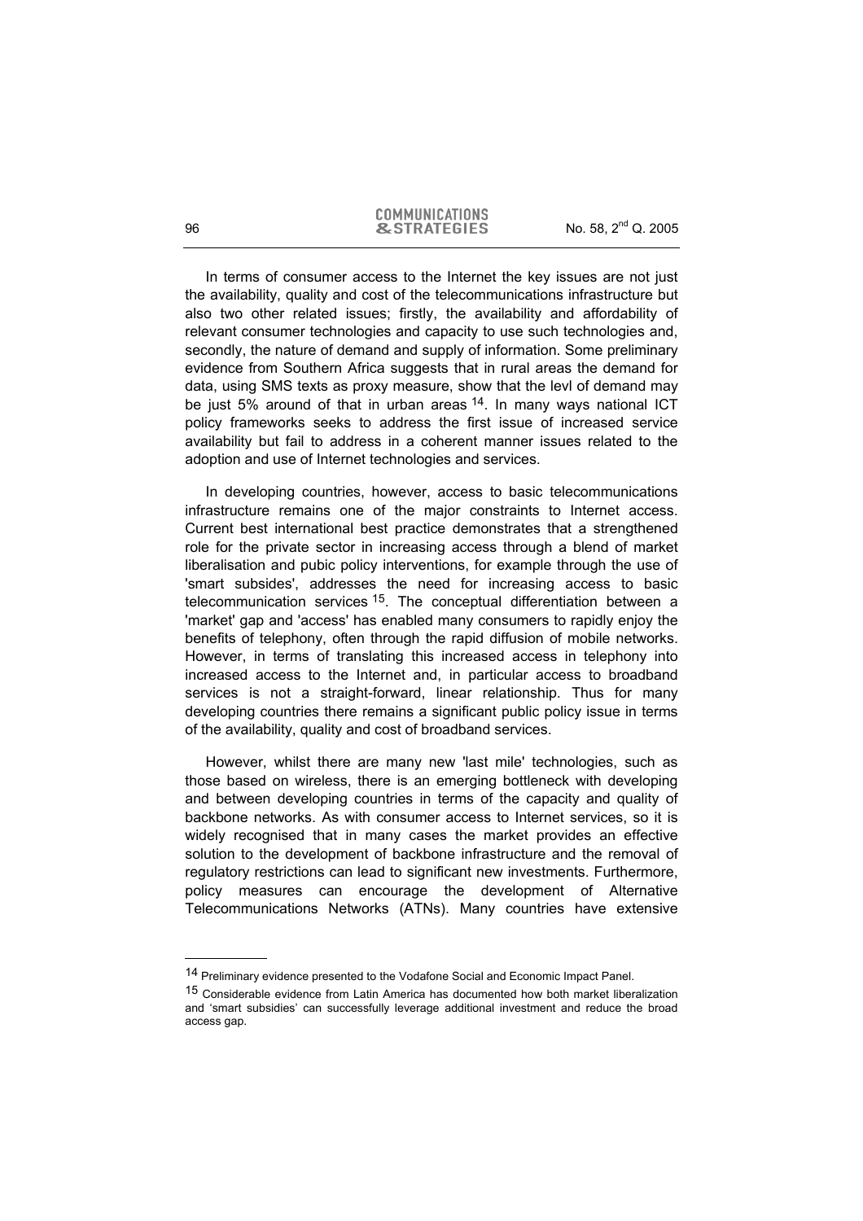In terms of consumer access to the Internet the key issues are not just the availability, quality and cost of the telecommunications infrastructure but also two other related issues; firstly, the availability and affordability of relevant consumer technologies and capacity to use such technologies and, secondly, the nature of demand and supply of information. Some preliminary evidence from Southern Africa suggests that in rural areas the demand for data, using SMS texts as proxy measure, show that the levl of demand may be just 5% around of that in urban areas [14]. In many ways national ICT policy frameworks seeks to address the first issue of increased service availability but fail to address in a coherent manner issues related to the adoption and use of Internet technologies and services.

In developing countries, however, access to basic telecommunications infrastructure remains one of the major constraints to Internet access. Current best international best practice demonstrates that a strengthened role for the private sector in increasing access through a blend of market liberalisation and pubic policy interventions, for example through the use of 'smart subsides', addresses the need for increasing access to basic telecommunication services [15]. The conceptual differentiation between a 'market' gap and 'access' has enabled many consumers to rapidly enjoy the benefits of telephony, often through the rapid diffusion of mobile networks. However, in terms of translating this increased access in telephony into increased access to the Internet and, in particular access to broadband services is not a straight-forward, linear relationship. Thus for many developing countries there remains a significant public policy issue in terms of the availability, quality and cost of broadband services.

However, whilst there are many new 'last mile' technologies, such as those based on wireless, there is an emerging bottleneck with developing and between developing countries in terms of the capacity and quality of backbone networks. As with consumer access to Internet services, so it is widely recognised that in many cases the market provides an effective solution to the development of backbone infrastructure and the removal of regulatory restrictions can lead to significant new investments. Furthermore, policy measures can encourage the development of Alternative Telecommunications Networks (ATNs). Many countries have extensive

---

[14] Preliminary evidence presented to the Vodafone Social and Economic Impact Panel.

[15] Considerable evidence from Latin America has documented how both market liberalization and 'smart subsidies' can successfully leverage additional investment and reduce the broad access gap.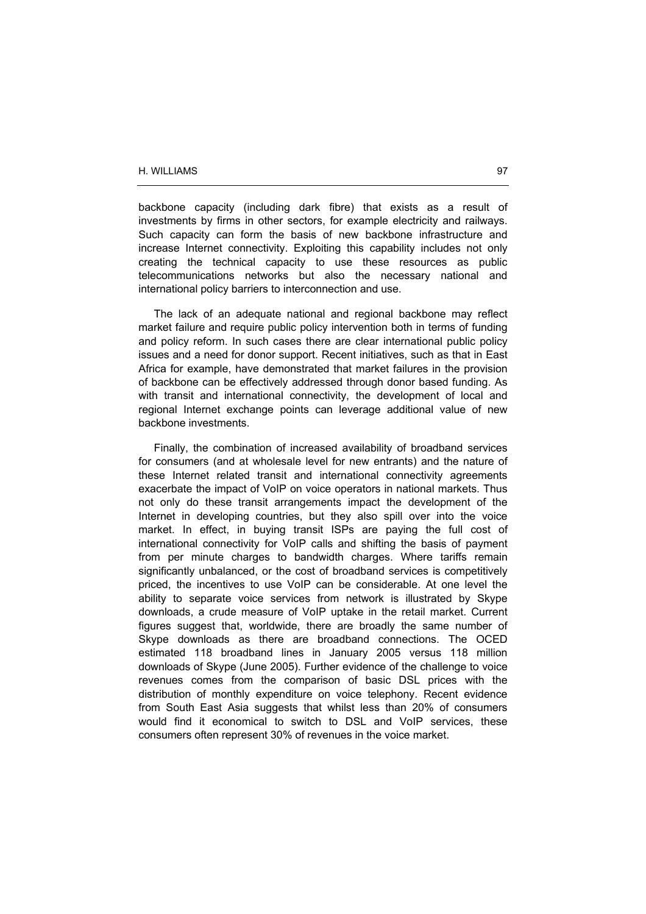backbone capacity (including dark fibre) that exists as a result of investments by firms in other sectors, for example electricity and railways. Such capacity can form the basis of new backbone infrastructure and increase Internet connectivity. Exploiting this capability includes not only creating the technical capacity to use these resources as public telecommunications networks but also the necessary national and international policy barriers to interconnection and use.

The lack of an adequate national and regional backbone may reflect market failure and require public policy intervention both in terms of funding and policy reform. In such cases there are clear international public policy issues and a need for donor support. Recent initiatives, such as that in East Africa for example, have demonstrated that market failures in the provision of backbone can be effectively addressed through donor based funding. As with transit and international connectivity, the development of local and regional Internet exchange points can leverage additional value of new backbone investments.

Finally, the combination of increased availability of broadband services for consumers (and at wholesale level for new entrants) and the nature of these Internet related transit and international connectivity agreements exacerbate the impact of VoIP on voice operators in national markets. Thus not only do these transit arrangements impact the development of the Internet in developing countries, but they also spill over into the voice market. In effect, in buying transit ISPs are paying the full cost of international connectivity for VoIP calls and shifting the basis of payment from per minute charges to bandwidth charges. Where tariffs remain significantly unbalanced, or the cost of broadband services is competitively priced, the incentives to use VoIP can be considerable. At one level the ability to separate voice services from network is illustrated by Skype downloads, a crude measure of VoIP uptake in the retail market. Current figures suggest that, worldwide, there are broadly the same number of Skype downloads as there are broadband connections. The OCED estimated 118 broadband lines in January 2005 versus 118 million downloads of Skype (June 2005). Further evidence of the challenge to voice revenues comes from the comparison of basic DSL prices with the distribution of monthly expenditure on voice telephony. Recent evidence from South East Asia suggests that whilst less than 20% of consumers would find it economical to switch to DSL and VoIP services, these consumers often represent 30% of revenues in the voice market.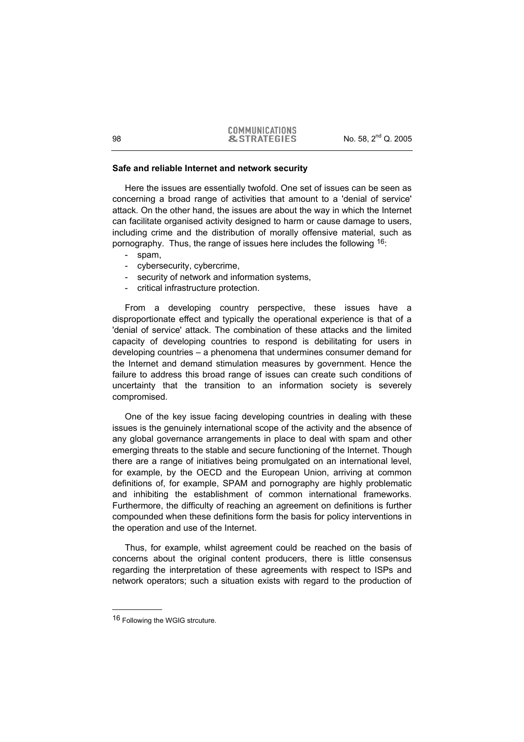**Safe and reliable Internet and network security**

Here the issues are essentially twofold. One set of issues can be seen as concerning a broad range of activities that amount to a 'denial of service' attack. On the other hand, the issues are about the way in which the Internet can facilitate organised activity designed to harm or cause damage to users, including crime and the distribution of morally offensive material, such as pornography. Thus, the range of issues here includes the following [16]:

- spam,
- cybersecurity, cybercrime,
- security of network and information systems,
- critical infrastructure protection.

From a developing country perspective, these issues have a disproportionate effect and typically the operational experience is that of a 'denial of service' attack. The combination of these attacks and the limited capacity of developing countries to respond is debilitating for users in developing countries – a phenomena that undermines consumer demand for the Internet and demand stimulation measures by government. Hence the failure to address this broad range of issues can create such conditions of uncertainty that the transition to an information society is severely compromised.

One of the key issue facing developing countries in dealing with these issues is the genuinely international scope of the activity and the absence of any global governance arrangements in place to deal with spam and other emerging threats to the stable and secure functioning of the Internet. Though there are a range of initiatives being promulgated on an international level, for example, by the OECD and the European Union, arriving at common definitions of, for example, SPAM and pornography are highly problematic and inhibiting the establishment of common international frameworks. Furthermore, the difficulty of reaching an agreement on definitions is further compounded when these definitions form the basis for policy interventions in the operation and use of the Internet.

Thus, for example, whilst agreement could be reached on the basis of concerns about the original content producers, there is little consensus regarding the interpretation of these agreements with respect to ISPs and network operators; such a situation exists with regard to the production of

[16] Following the WGIG strcuture.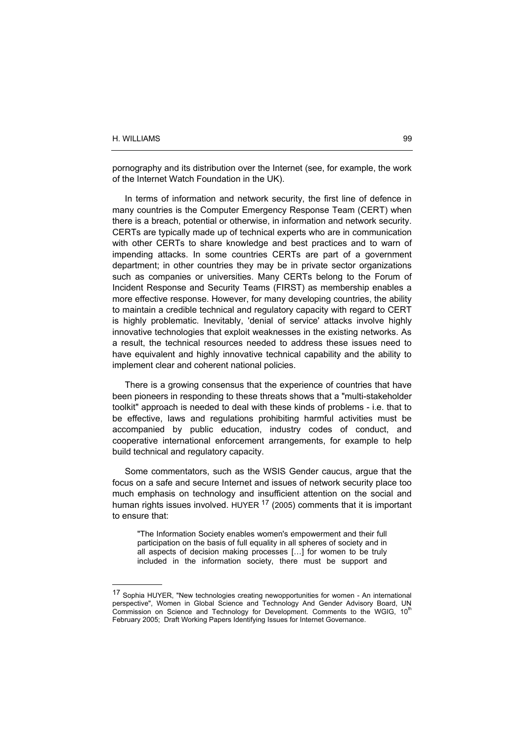pornography and its distribution over the Internet (see, for example, the work of the Internet Watch Foundation in the UK).

In terms of information and network security, the first line of defence in many countries is the Computer Emergency Response Team (CERT) when there is a breach, potential or otherwise, in information and network security. CERTs are typically made up of technical experts who are in communication with other CERTs to share knowledge and best practices and to warn of impending attacks. In some countries CERTs are part of a government department; in other countries they may be in private sector organizations such as companies or universities. Many CERTs belong to the Forum of Incident Response and Security Teams (FIRST) as membership enables a more effective response. However, for many developing countries, the ability to maintain a credible technical and regulatory capacity with regard to CERT is highly problematic. Inevitably, 'denial of service' attacks involve highly innovative technologies that exploit weaknesses in the existing networks. As a result, the technical resources needed to address these issues need to have equivalent and highly innovative technical capability and the ability to implement clear and coherent national policies.

There is a growing consensus that the experience of countries that have been pioneers in responding to these threats shows that a "multi-stakeholder toolkit" approach is needed to deal with these kinds of problems - i.e. that to be effective, laws and regulations prohibiting harmful activities must be accompanied by public education, industry codes of conduct, and cooperative international enforcement arrangements, for example to help build technical and regulatory capacity.

Some commentators, such as the WSIS Gender caucus, argue that the focus on a safe and secure Internet and issues of network security place too much emphasis on technology and insufficient attention on the social and human rights issues involved. HUYER [17] (2005) comments that it is important to ensure that:

> "The Information Society enables women's empowerment and their full participation on the basis of full equality in all spheres of society and in all aspects of decision making processes […] for women to be truly included in the information society, there must be support and

---

[17] Sophia HUYER, "New technologies creating newopportunities for women - An international perspective", Women in Global Science and Technology And Gender Advisory Board, UN Commission on Science and Technology for Development. Comments to the WGIG, 10th February 2005; Draft Working Papers Identifying Issues for Internet Governance.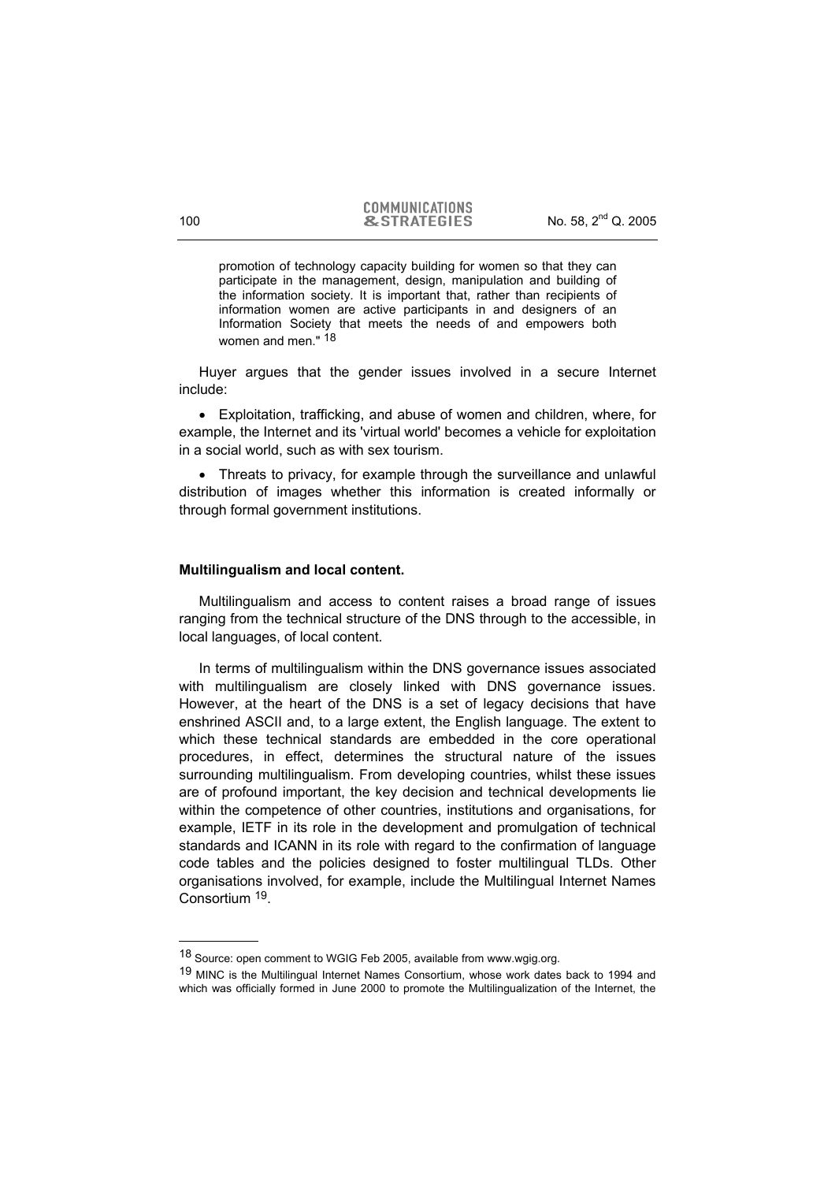promotion of technology capacity building for women so that they can participate in the management, design, manipulation and building of the information society. It is important that, rather than recipients of information women are active participants in and designers of an Information Society that meets the needs of and empowers both women and men." [18]

Huyer argues that the gender issues involved in a secure Internet include:

- Exploitation, trafficking, and abuse of women and children, where, for example, the Internet and its 'virtual world' becomes a vehicle for exploitation in a social world, such as with sex tourism.

- Threats to privacy, for example through the surveillance and unlawful distribution of images whether this information is created informally or through formal government institutions.

**Multilingualism and local content.**

Multilingualism and access to content raises a broad range of issues ranging from the technical structure of the DNS through to the accessible, in local languages, of local content.

In terms of multilingualism within the DNS governance issues associated with multilingualism are closely linked with DNS governance issues. However, at the heart of the DNS is a set of legacy decisions that have enshrined ASCII and, to a large extent, the English language. The extent to which these technical standards are embedded in the core operational procedures, in effect, determines the structural nature of the issues surrounding multilingualism. From developing countries, whilst these issues are of profound important, the key decision and technical developments lie within the competence of other countries, institutions and organisations, for example, IETF in its role in the development and promulgation of technical standards and ICANN in its role with regard to the confirmation of language code tables and the policies designed to foster multilingual TLDs. Other organisations involved, for example, include the Multilingual Internet Names Consortium [19].

---

[18] Source: open comment to WGIG Feb 2005, available from www.wgig.org.

[19] MINC is the Multilingual Internet Names Consortium, whose work dates back to 1994 and which was officially formed in June 2000 to promote the Multilingualization of the Internet, the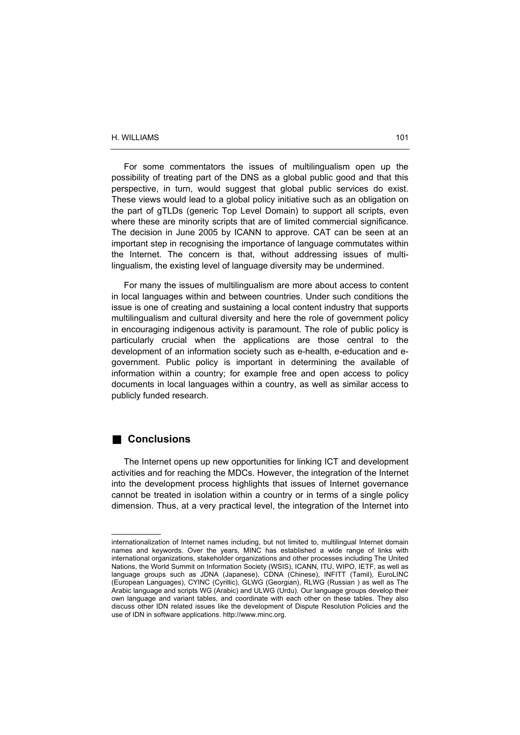For some commentators the issues of multilingualism open up the possibility of treating part of the DNS as a global public good and that this perspective, in turn, would suggest that global public services do exist. These views would lead to a global policy initiative such as an obligation on the part of gTLDs (generic Top Level Domain) to support all scripts, even where these are minority scripts that are of limited commercial significance. The decision in June 2005 by ICANN to approve. CAT can be seen at an important step in recognising the importance of language commutates within the Internet. The concern is that, without addressing issues of multi-lingualism, the existing level of language diversity may be undermined.

For many the issues of multilingualism are more about access to content in local languages within and between countries. Under such conditions the issue is one of creating and sustaining a local content industry that supports multilingualism and cultural diversity and here the role of government policy in encouraging indigenous activity is paramount. The role of public policy is particularly crucial when the applications are those central to the development of an information society such as e-health, e-education and e-government. Public policy is important in determining the available of information within a country; for example free and open access to policy documents in local languages within a country, as well as similar access to publicly funded research.

## Conclusions

The Internet opens up new opportunities for linking ICT and development activities and for reaching the MDCs. However, the integration of the Internet into the development process highlights that issues of Internet governance cannot be treated in isolation within a country or in terms of a single policy dimension. Thus, at a very practical level, the integration of the Internet into

---

internationalization of Internet names including, but not limited to, multilingual Internet domain names and keywords. Over the years, MINC has established a wide range of links with international organizations, stakeholder organizations and other processes including The United Nations, the World Summit on Information Society (WSIS), ICANN, ITU, WIPO, IETF, as well as language groups such as JDNA (Japanese), CDNA (Chinese), INFITT (Tamil), EuroLINC (European Languages), CYINC (Cyrillic), GLWG (Georgian), RLWG (Russian ) as well as The Arabic language and scripts WG (Arabic) and ULWG (Urdu). Our language groups develop their own language and variant tables, and coordinate with each other on these tables. They also discuss other IDN related issues like the development of Dispute Resolution Policies and the use of IDN in software applications. http://www.minc.org.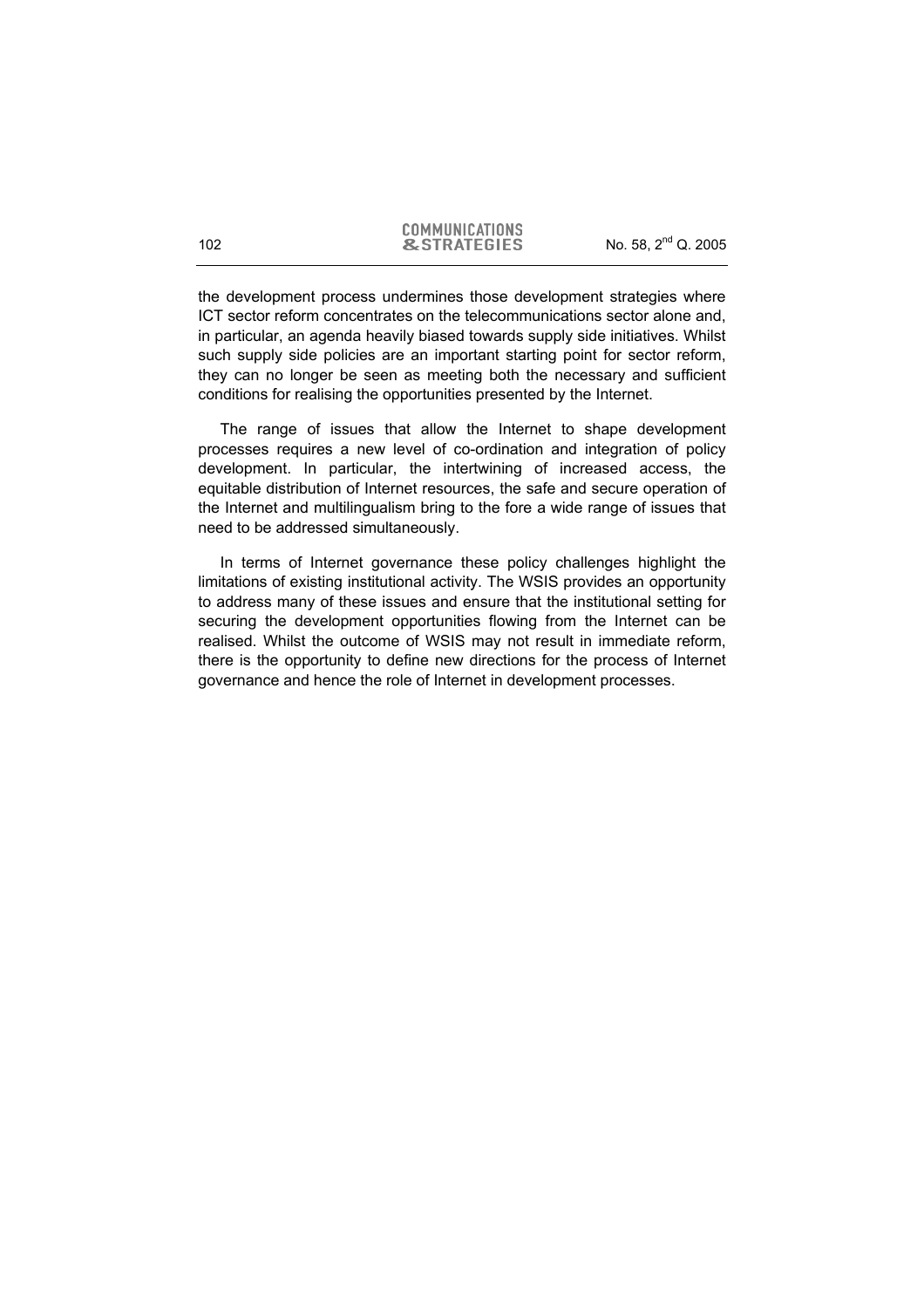the development process undermines those development strategies where ICT sector reform concentrates on the telecommunications sector alone and, in particular, an agenda heavily biased towards supply side initiatives. Whilst such supply side policies are an important starting point for sector reform, they can no longer be seen as meeting both the necessary and sufficient conditions for realising the opportunities presented by the Internet.

The range of issues that allow the Internet to shape development processes requires a new level of co-ordination and integration of policy development. In particular, the intertwining of increased access, the equitable distribution of Internet resources, the safe and secure operation of the Internet and multilingualism bring to the fore a wide range of issues that need to be addressed simultaneously.

In terms of Internet governance these policy challenges highlight the limitations of existing institutional activity. The WSIS provides an opportunity to address many of these issues and ensure that the institutional setting for securing the development opportunities flowing from the Internet can be realised. Whilst the outcome of WSIS may not result in immediate reform, there is the opportunity to define new directions for the process of Internet governance and hence the role of Internet in development processes.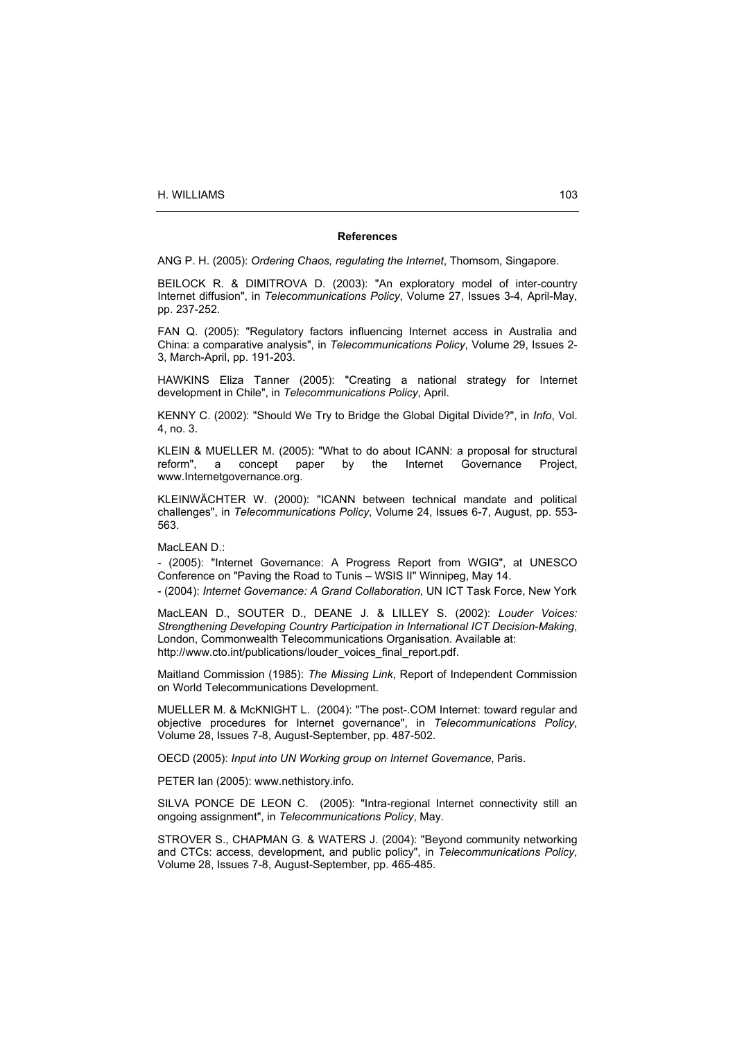## References

ANG P. H. (2005): *Ordering Chaos, regulating the Internet*, Thomsom, Singapore.

BEILOCK R. & DIMITROVA D. (2003): "An exploratory model of inter-country Internet diffusion", in *Telecommunications Policy*, Volume 27, Issues 3-4, April-May, pp. 237-252.

FAN Q. (2005): "Regulatory factors influencing Internet access in Australia and China: a comparative analysis", in *Telecommunications Policy*, Volume 29, Issues 2-3, March-April, pp. 191-203.

HAWKINS Eliza Tanner (2005): "Creating a national strategy for Internet development in Chile", in *Telecommunications Policy*, April.

KENNY C. (2002): "Should We Try to Bridge the Global Digital Divide?", in *Info*, Vol. 4, no. 3.

KLEIN & MUELLER M. (2005): "What to do about ICANN: a proposal for structural reform", a concept paper by the Internet Governance Project, www.Internetgovernance.org.

KLEINWÄCHTER W. (2000): "ICANN between technical mandate and political challenges", in *Telecommunications Policy*, Volume 24, Issues 6-7, August, pp. 553-563.

MacLEAN D.:

- (2005): "Internet Governance: A Progress Report from WGIG", at UNESCO Conference on "Paving the Road to Tunis – WSIS II" Winnipeg, May 14.
- (2004): *Internet Governance: A Grand Collaboration*, UN ICT Task Force, New York

MacLEAN D., SOUTER D., DEANE J. & LILLEY S. (2002): *Louder Voices: Strengthening Developing Country Participation in International ICT Decision-Making*, London, Commonwealth Telecommunications Organisation. Available at: http://www.cto.int/publications/louder_voices_final_report.pdf.

Maitland Commission (1985): *The Missing Link*, Report of Independent Commission on World Telecommunications Development.

MUELLER M. & McKNIGHT L. (2004): "The post-.COM Internet: toward regular and objective procedures for Internet governance", in *Telecommunications Policy*, Volume 28, Issues 7-8, August-September, pp. 487-502.

OECD (2005): *Input into UN Working group on Internet Governance*, Paris.

PETER Ian (2005): www.nethistory.info.

SILVA PONCE DE LEON C. (2005): "Intra-regional Internet connectivity still an ongoing assignment", in *Telecommunications Policy*, May.

STROVER S., CHAPMAN G. & WATERS J. (2004): "Beyond community networking and CTCs: access, development, and public policy", in *Telecommunications Policy*, Volume 28, Issues 7-8, August-September, pp. 465-485.